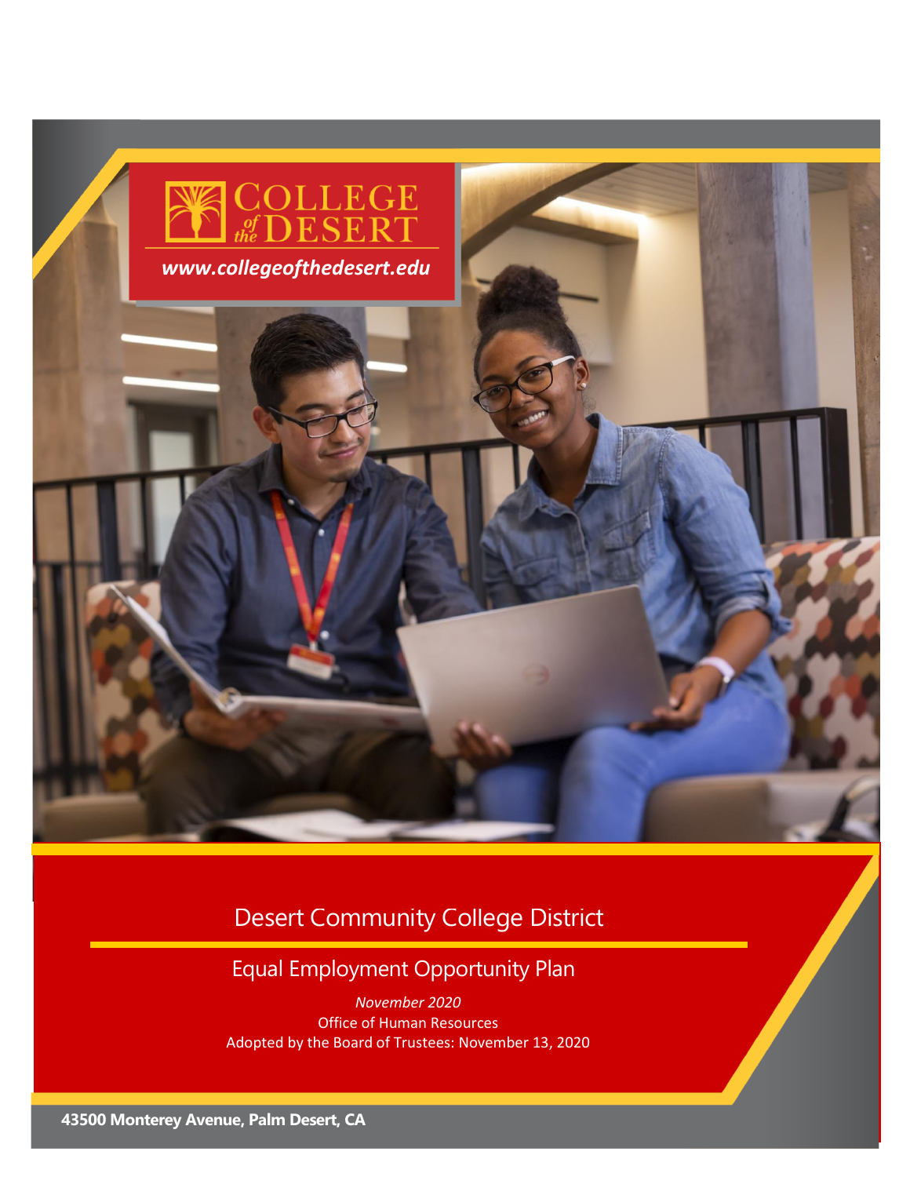COLLEGE of the DESERT

www.collegeofthedesert.edu

# Desert Community College District

## Equal Employment Opportunity Plan

*November 2020*

Office of Human Resources

Adopted by the Board of Trustees: November 13, 2020

**43500 Monterey Avenue, Palm Desert, CA**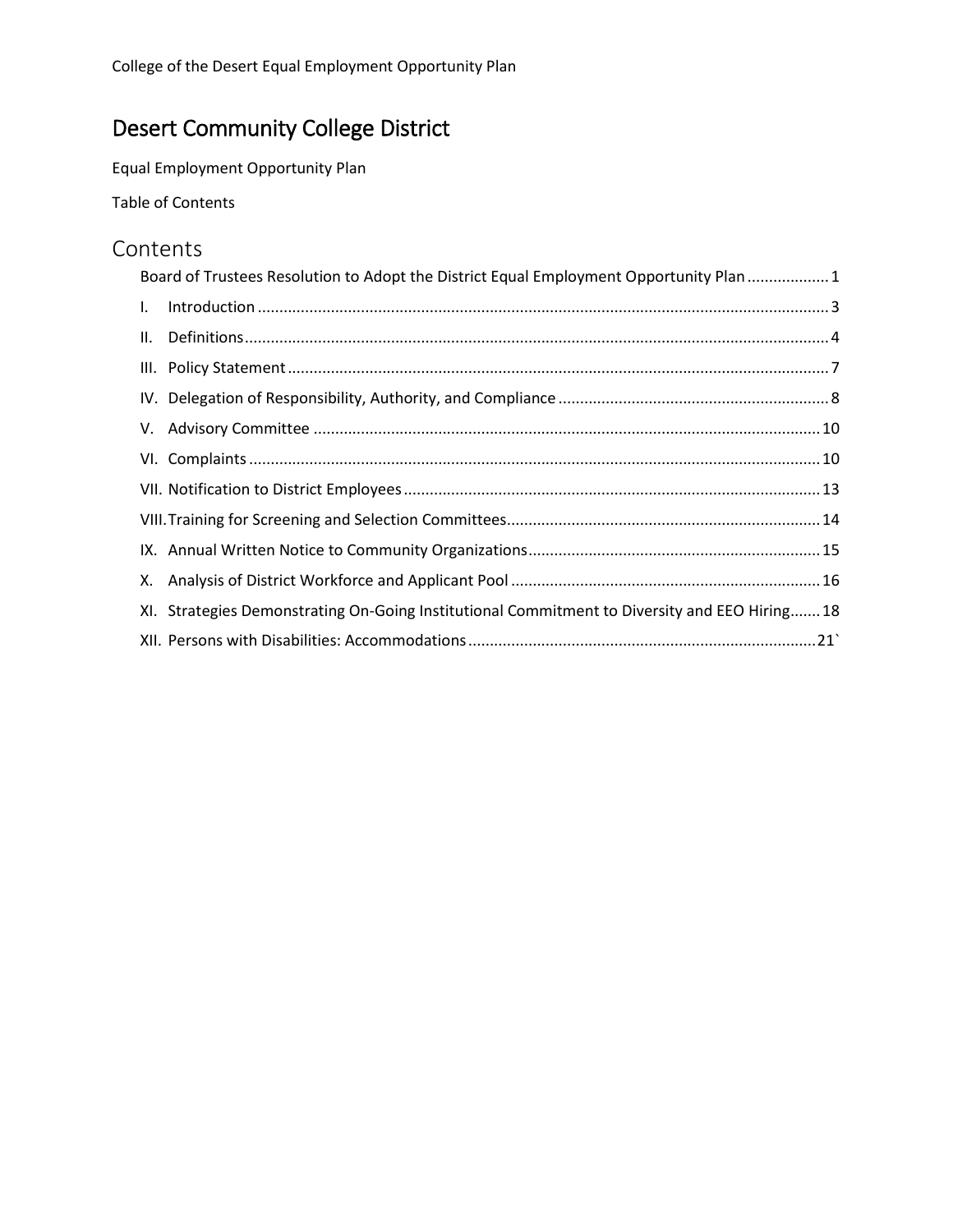# Desert Community College District

Equal Employment Opportunity Plan

Table of Contents

## Contents

Board of Trustees Resolution to Adopt the District Equal Employment Opportunity Plan .................. 1

I. Introduction .................................................................................................................................... 3

II. Definitions ...................................................................................................................................... 4

III. Policy Statement ............................................................................................................................ 7

IV. Delegation of Responsibility, Authority, and Compliance .............................................................. 8

V. Advisory Committee ..................................................................................................................... 10

VI. Complaints ................................................................................................................................... 10

VII. Notification to District Employees ................................................................................................ 13

VIII. Training for Screening and Selection Committees........................................................................ 14

IX. Annual Written Notice to Community Organizations................................................................... 15

X. Analysis of District Workforce and Applicant Pool ....................................................................... 16

XI. Strategies Demonstrating On-Going Institutional Commitment to Diversity and EEO Hiring....... 18

XII. Persons with Disabilities: Accommodations ................................................................................21`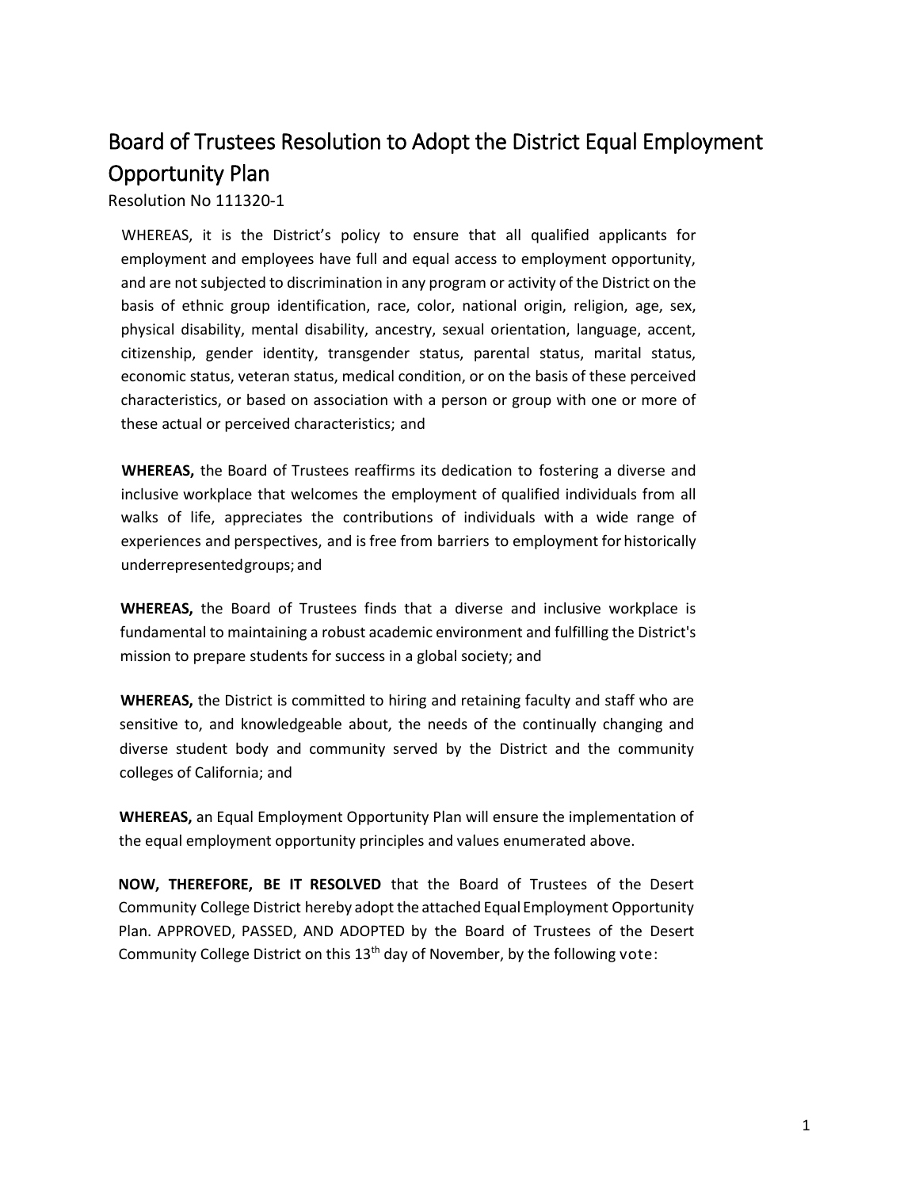# Board of Trustees Resolution to Adopt the District Equal Employment Opportunity Plan

Resolution No 111320-1

WHEREAS, it is the District's policy to ensure that all qualified applicants for employment and employees have full and equal access to employment opportunity, and are not subjected to discrimination in any program or activity of the District on the basis of ethnic group identification, race, color, national origin, religion, age, sex, physical disability, mental disability, ancestry, sexual orientation, language, accent, citizenship, gender identity, transgender status, parental status, marital status, economic status, veteran status, medical condition, or on the basis of these perceived characteristics, or based on association with a person or group with one or more of these actual or perceived characteristics; and

**WHEREAS,** the Board of Trustees reaffirms its dedication to fostering a diverse and inclusive workplace that welcomes the employment of qualified individuals from all walks of life, appreciates the contributions of individuals with a wide range of experiences and perspectives, and is free from barriers to employment for historically underrepresentedgroups; and

**WHEREAS,** the Board of Trustees finds that a diverse and inclusive workplace is fundamental to maintaining a robust academic environment and fulfilling the District's mission to prepare students for success in a global society; and

**WHEREAS,** the District is committed to hiring and retaining faculty and staff who are sensitive to, and knowledgeable about, the needs of the continually changing and diverse student body and community served by the District and the community colleges of California; and

**WHEREAS,** an Equal Employment Opportunity Plan will ensure the implementation of the equal employment opportunity principles and values enumerated above.

**NOW, THEREFORE, BE IT RESOLVED** that the Board of Trustees of the Desert Community College District hereby adopt the attached Equal Employment Opportunity Plan. APPROVED, PASSED, AND ADOPTED by the Board of Trustees of the Desert Community College District on this 13th day of November, by the following vote: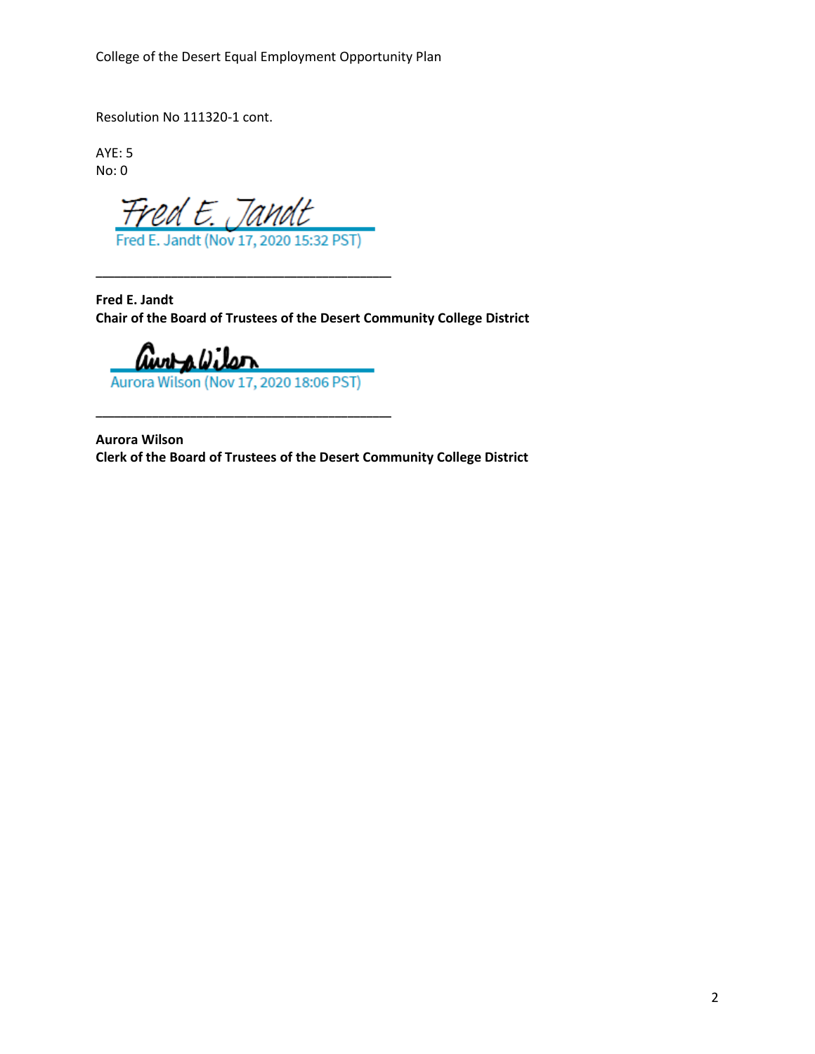Resolution No 111320-1 cont.

AYE: 5
No: 0

Fred E. Jandt (Nov 17, 2020 15:32 PST)

___________________________________________

**Fred E. Jandt**
**Chair of the Board of Trustees of the Desert Community College District**

Aurora Wilson (Nov 17, 2020 18:06 PST)

___________________________________________

**Aurora Wilson**
**Clerk of the Board of Trustees of the Desert Community College District**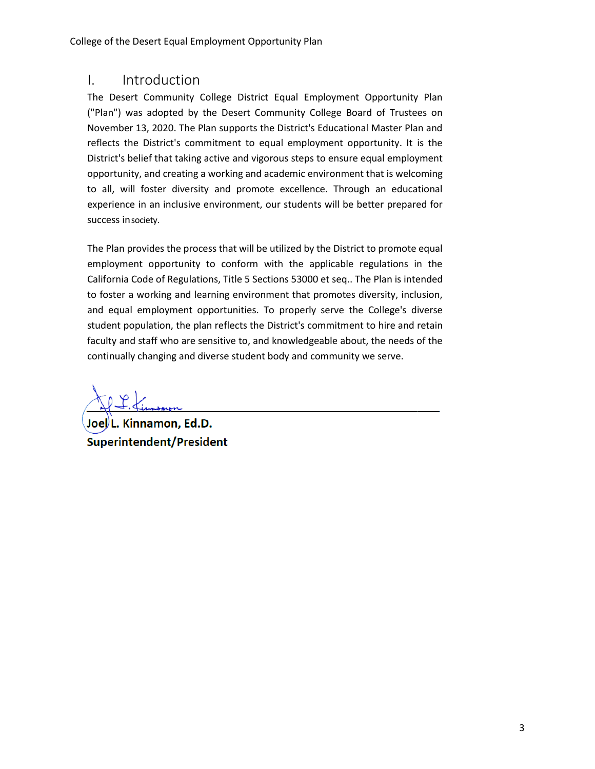# I. Introduction

The Desert Community College District Equal Employment Opportunity Plan ("Plan") was adopted by the Desert Community College Board of Trustees on November 13, 2020. The Plan supports the District's Educational Master Plan and reflects the District's commitment to equal employment opportunity. It is the District's belief that taking active and vigorous steps to ensure equal employment opportunity, and creating a working and academic environment that is welcoming to all, will foster diversity and promote excellence. Through an educational experience in an inclusive environment, our students will be better prepared for success in society.

The Plan provides the process that will be utilized by the District to promote equal employment opportunity to conform with the applicable regulations in the California Code of Regulations, Title 5 Sections 53000 et seq.. The Plan is intended to foster a working and learning environment that promotes diversity, inclusion, and equal employment opportunities. To properly serve the College's diverse student population, the plan reflects the District's commitment to hire and retain faculty and staff who are sensitive to, and knowledgeable about, the needs of the continually changing and diverse student body and community we serve.

**Joel L. Kinnamon, Ed.D.**
**Superintendent/President**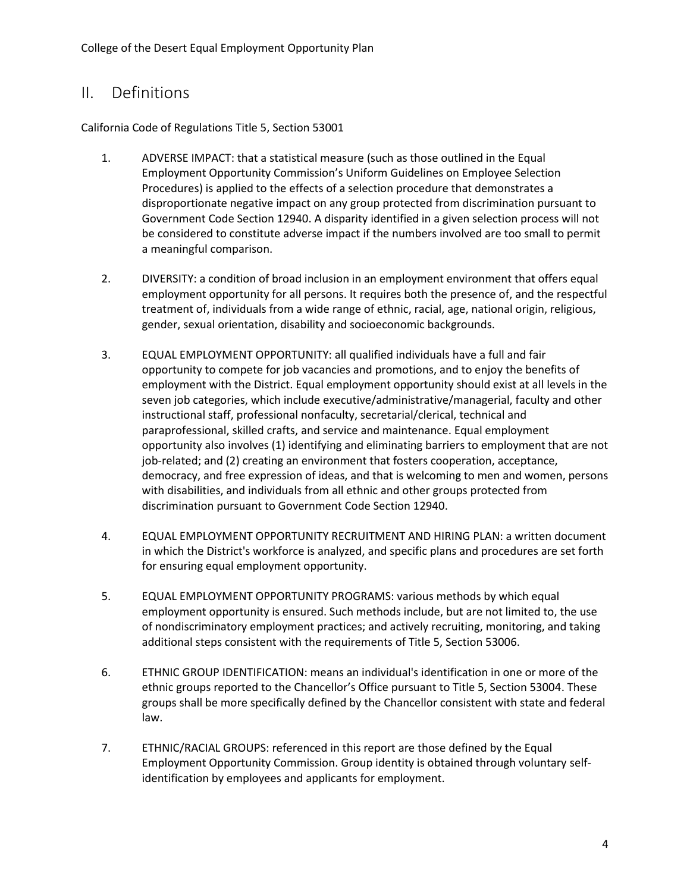## II. Definitions

California Code of Regulations Title 5, Section 53001

1. ADVERSE IMPACT: that a statistical measure (such as those outlined in the Equal Employment Opportunity Commission's Uniform Guidelines on Employee Selection Procedures) is applied to the effects of a selection procedure that demonstrates a disproportionate negative impact on any group protected from discrimination pursuant to Government Code Section 12940. A disparity identified in a given selection process will not be considered to constitute adverse impact if the numbers involved are too small to permit a meaningful comparison.

2. DIVERSITY: a condition of broad inclusion in an employment environment that offers equal employment opportunity for all persons. It requires both the presence of, and the respectful treatment of, individuals from a wide range of ethnic, racial, age, national origin, religious, gender, sexual orientation, disability and socioeconomic backgrounds.

3. EQUAL EMPLOYMENT OPPORTUNITY: all qualified individuals have a full and fair opportunity to compete for job vacancies and promotions, and to enjoy the benefits of employment with the District. Equal employment opportunity should exist at all levels in the seven job categories, which include executive/administrative/managerial, faculty and other instructional staff, professional nonfaculty, secretarial/clerical, technical and paraprofessional, skilled crafts, and service and maintenance. Equal employment opportunity also involves (1) identifying and eliminating barriers to employment that are not job-related; and (2) creating an environment that fosters cooperation, acceptance, democracy, and free expression of ideas, and that is welcoming to men and women, persons with disabilities, and individuals from all ethnic and other groups protected from discrimination pursuant to Government Code Section 12940.

4. EQUAL EMPLOYMENT OPPORTUNITY RECRUITMENT AND HIRING PLAN: a written document in which the District's workforce is analyzed, and specific plans and procedures are set forth for ensuring equal employment opportunity.

5. EQUAL EMPLOYMENT OPPORTUNITY PROGRAMS: various methods by which equal employment opportunity is ensured. Such methods include, but are not limited to, the use of nondiscriminatory employment practices; and actively recruiting, monitoring, and taking additional steps consistent with the requirements of Title 5, Section 53006.

6. ETHNIC GROUP IDENTIFICATION: means an individual's identification in one or more of the ethnic groups reported to the Chancellor's Office pursuant to Title 5, Section 53004. These groups shall be more specifically defined by the Chancellor consistent with state and federal law.

7. ETHNIC/RACIAL GROUPS: referenced in this report are those defined by the Equal Employment Opportunity Commission. Group identity is obtained through voluntary self-identification by employees and applicants for employment.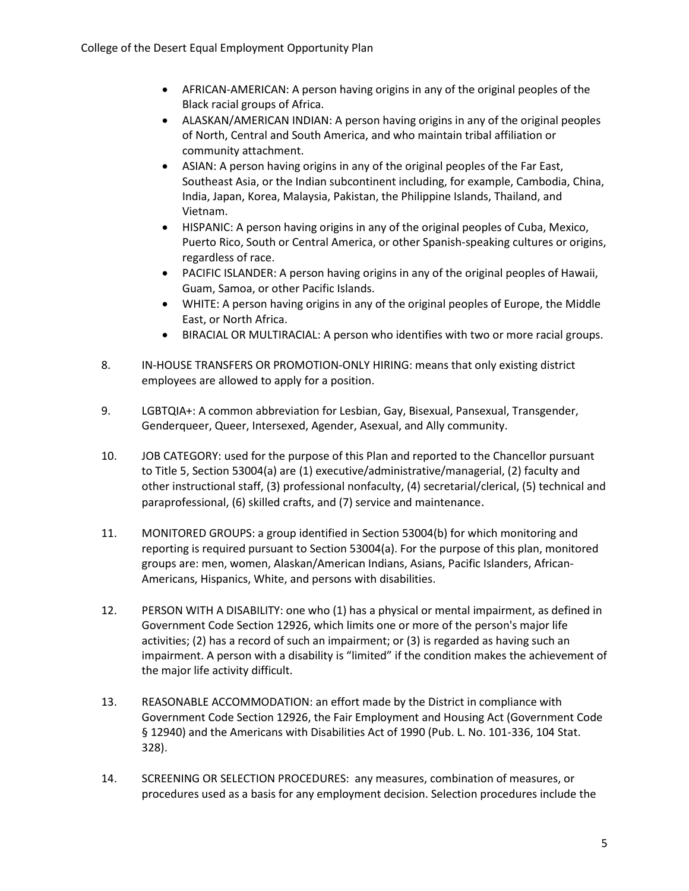- AFRICAN-AMERICAN: A person having origins in any of the original peoples of the Black racial groups of Africa.
- ALASKAN/AMERICAN INDIAN: A person having origins in any of the original peoples of North, Central and South America, and who maintain tribal affiliation or community attachment.
- ASIAN: A person having origins in any of the original peoples of the Far East, Southeast Asia, or the Indian subcontinent including, for example, Cambodia, China, India, Japan, Korea, Malaysia, Pakistan, the Philippine Islands, Thailand, and Vietnam.
- HISPANIC: A person having origins in any of the original peoples of Cuba, Mexico, Puerto Rico, South or Central America, or other Spanish-speaking cultures or origins, regardless of race.
- PACIFIC ISLANDER: A person having origins in any of the original peoples of Hawaii, Guam, Samoa, or other Pacific Islands.
- WHITE: A person having origins in any of the original peoples of Europe, the Middle East, or North Africa.
- BIRACIAL OR MULTIRACIAL: A person who identifies with two or more racial groups.

8. IN-HOUSE TRANSFERS OR PROMOTION-ONLY HIRING: means that only existing district employees are allowed to apply for a position.

9. LGBTQIA+: A common abbreviation for Lesbian, Gay, Bisexual, Pansexual, Transgender, Genderqueer, Queer, Intersexed, Agender, Asexual, and Ally community.

10. JOB CATEGORY: used for the purpose of this Plan and reported to the Chancellor pursuant to Title 5, Section 53004(a) are (1) executive/administrative/managerial, (2) faculty and other instructional staff, (3) professional nonfaculty, (4) secretarial/clerical, (5) technical and paraprofessional, (6) skilled crafts, and (7) service and maintenance.

11. MONITORED GROUPS: a group identified in Section 53004(b) for which monitoring and reporting is required pursuant to Section 53004(a). For the purpose of this plan, monitored groups are: men, women, Alaskan/American Indians, Asians, Pacific Islanders, African-Americans, Hispanics, White, and persons with disabilities.

12. PERSON WITH A DISABILITY: one who (1) has a physical or mental impairment, as defined in Government Code Section 12926, which limits one or more of the person's major life activities; (2) has a record of such an impairment; or (3) is regarded as having such an impairment. A person with a disability is "limited" if the condition makes the achievement of the major life activity difficult.

13. REASONABLE ACCOMMODATION: an effort made by the District in compliance with Government Code Section 12926, the Fair Employment and Housing Act (Government Code § 12940) and the Americans with Disabilities Act of 1990 (Pub. L. No. 101-336, 104 Stat. 328).

14. SCREENING OR SELECTION PROCEDURES: any measures, combination of measures, or procedures used as a basis for any employment decision. Selection procedures include the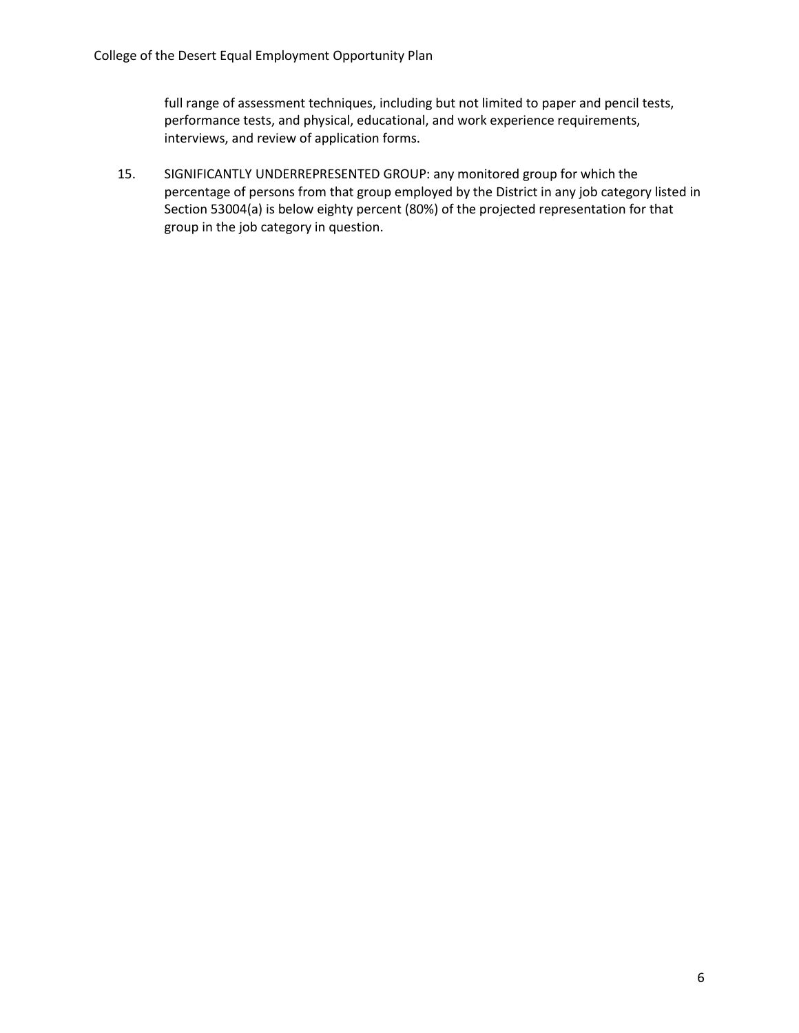full range of assessment techniques, including but not limited to paper and pencil tests, performance tests, and physical, educational, and work experience requirements, interviews, and review of application forms.

15. SIGNIFICANTLY UNDERREPRESENTED GROUP: any monitored group for which the percentage of persons from that group employed by the District in any job category listed in Section 53004(a) is below eighty percent (80%) of the projected representation for that group in the job category in question.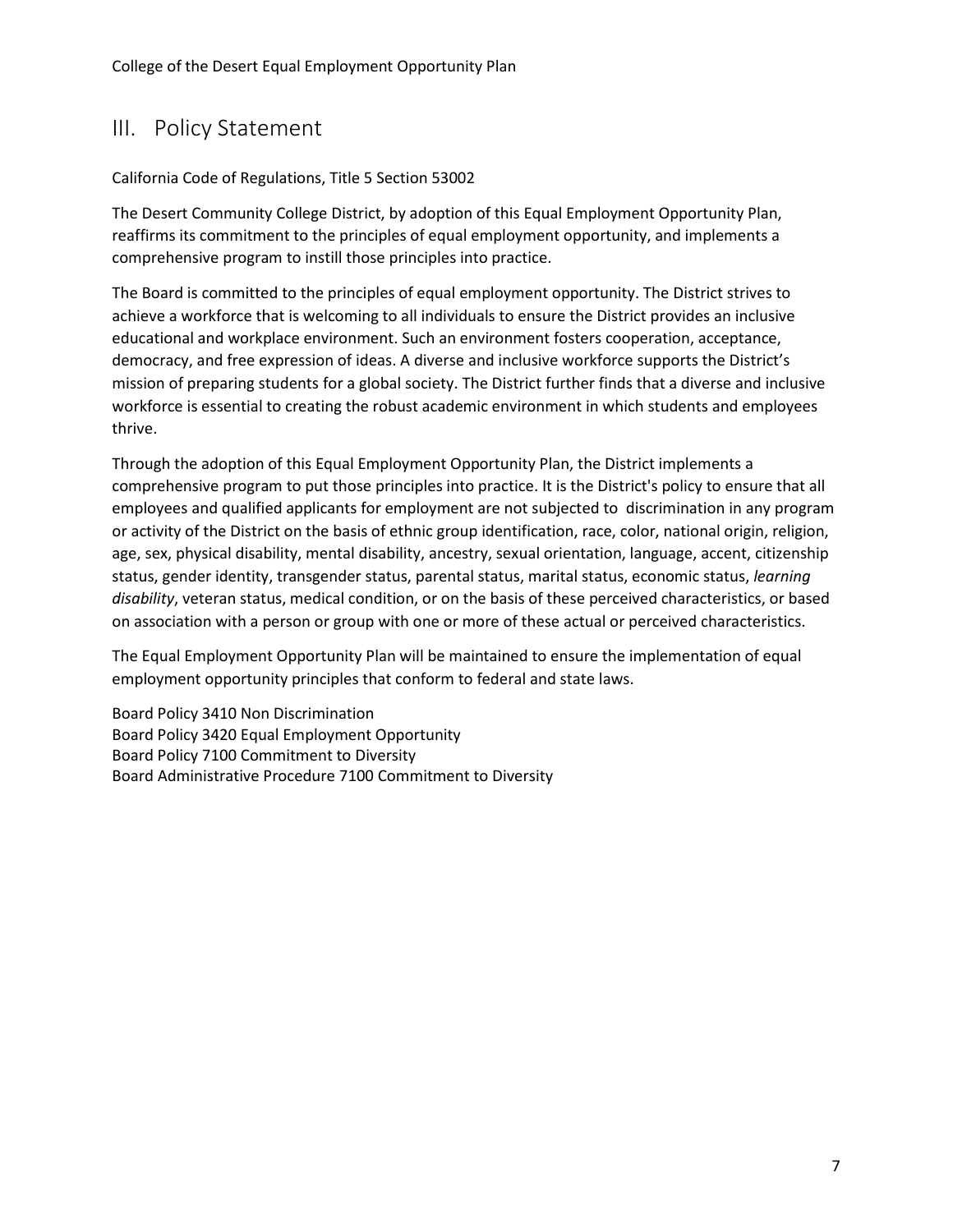## III. Policy Statement

California Code of Regulations, Title 5 Section 53002

The Desert Community College District, by adoption of this Equal Employment Opportunity Plan, reaffirms its commitment to the principles of equal employment opportunity, and implements a comprehensive program to instill those principles into practice.

The Board is committed to the principles of equal employment opportunity. The District strives to achieve a workforce that is welcoming to all individuals to ensure the District provides an inclusive educational and workplace environment. Such an environment fosters cooperation, acceptance, democracy, and free expression of ideas. A diverse and inclusive workforce supports the District's mission of preparing students for a global society. The District further finds that a diverse and inclusive workforce is essential to creating the robust academic environment in which students and employees thrive.

Through the adoption of this Equal Employment Opportunity Plan, the District implements a comprehensive program to put those principles into practice. It is the District's policy to ensure that all employees and qualified applicants for employment are not subjected to discrimination in any program or activity of the District on the basis of ethnic group identification, race, color, national origin, religion, age, sex, physical disability, mental disability, ancestry, sexual orientation, language, accent, citizenship status, gender identity, transgender status, parental status, marital status, economic status, *learning disability*, veteran status, medical condition, or on the basis of these perceived characteristics, or based on association with a person or group with one or more of these actual or perceived characteristics.

The Equal Employment Opportunity Plan will be maintained to ensure the implementation of equal employment opportunity principles that conform to federal and state laws.

Board Policy 3410 Non Discrimination
Board Policy 3420 Equal Employment Opportunity
Board Policy 7100 Commitment to Diversity
Board Administrative Procedure 7100 Commitment to Diversity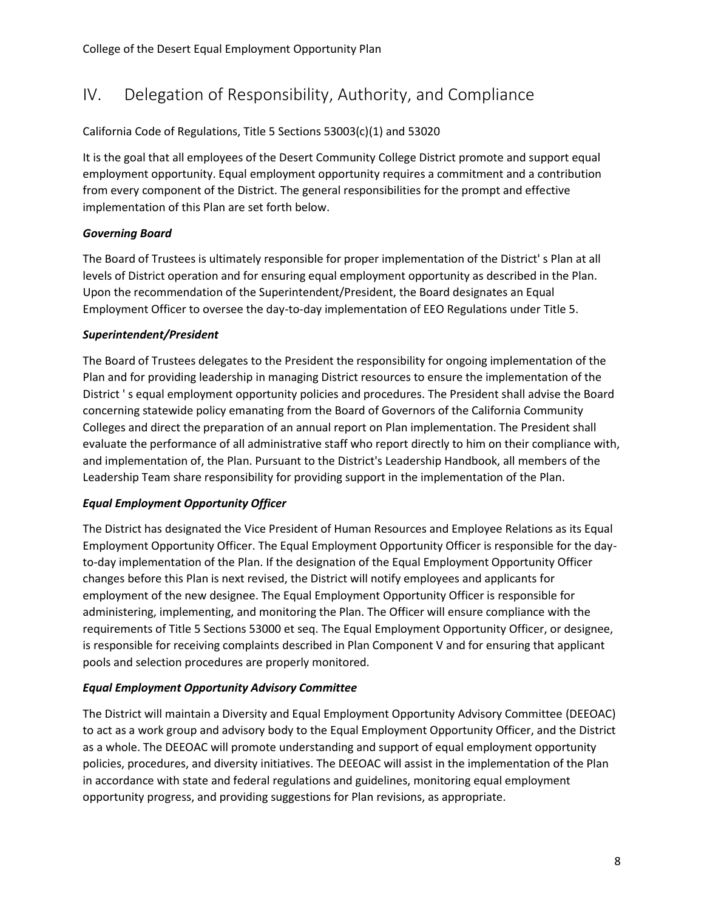## IV. Delegation of Responsibility, Authority, and Compliance

California Code of Regulations, Title 5 Sections 53003(c)(1) and 53020

It is the goal that all employees of the Desert Community College District promote and support equal employment opportunity. Equal employment opportunity requires a commitment and a contribution from every component of the District. The general responsibilities for the prompt and effective implementation of this Plan are set forth below.

***Governing Board***

The Board of Trustees is ultimately responsible for proper implementation of the District' s Plan at all levels of District operation and for ensuring equal employment opportunity as described in the Plan. Upon the recommendation of the Superintendent/President, the Board designates an Equal Employment Officer to oversee the day-to-day implementation of EEO Regulations under Title 5.

***Superintendent/President***

The Board of Trustees delegates to the President the responsibility for ongoing implementation of the Plan and for providing leadership in managing District resources to ensure the implementation of the District ' s equal employment opportunity policies and procedures. The President shall advise the Board concerning statewide policy emanating from the Board of Governors of the California Community Colleges and direct the preparation of an annual report on Plan implementation. The President shall evaluate the performance of all administrative staff who report directly to him on their compliance with, and implementation of, the Plan. Pursuant to the District's Leadership Handbook, all members of the Leadership Team share responsibility for providing support in the implementation of the Plan.

***Equal Employment Opportunity Officer***

The District has designated the Vice President of Human Resources and Employee Relations as its Equal Employment Opportunity Officer. The Equal Employment Opportunity Officer is responsible for the day-to-day implementation of the Plan. If the designation of the Equal Employment Opportunity Officer changes before this Plan is next revised, the District will notify employees and applicants for employment of the new designee. The Equal Employment Opportunity Officer is responsible for administering, implementing, and monitoring the Plan. The Officer will ensure compliance with the requirements of Title 5 Sections 53000 et seq. The Equal Employment Opportunity Officer, or designee, is responsible for receiving complaints described in Plan Component V and for ensuring that applicant pools and selection procedures are properly monitored.

***Equal Employment Opportunity Advisory Committee***

The District will maintain a Diversity and Equal Employment Opportunity Advisory Committee (DEEOAC) to act as a work group and advisory body to the Equal Employment Opportunity Officer, and the District as a whole. The DEEOAC will promote understanding and support of equal employment opportunity policies, procedures, and diversity initiatives. The DEEOAC will assist in the implementation of the Plan in accordance with state and federal regulations and guidelines, monitoring equal employment opportunity progress, and providing suggestions for Plan revisions, as appropriate.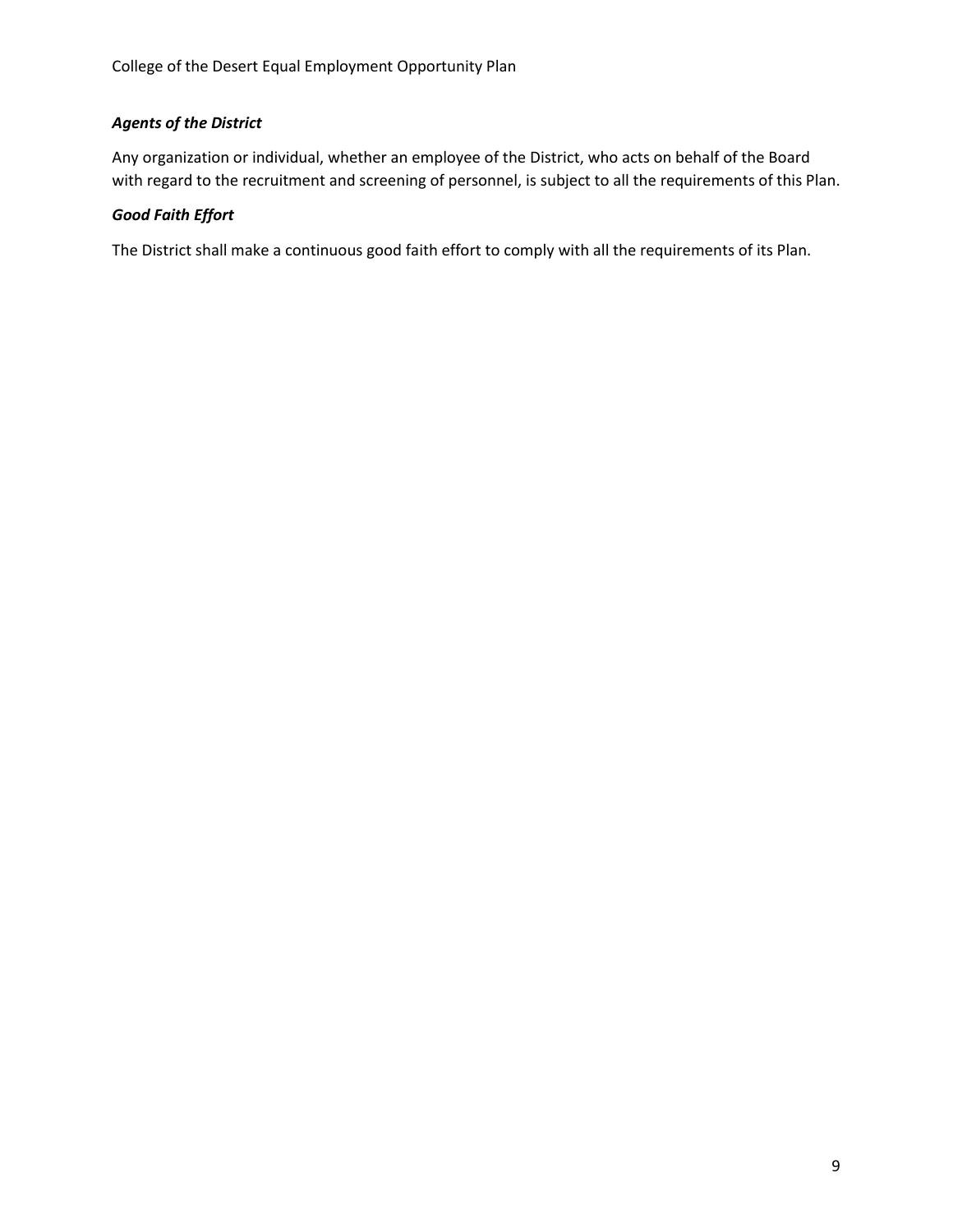### *Agents of the District*

Any organization or individual, whether an employee of the District, who acts on behalf of the Board with regard to the recruitment and screening of personnel, is subject to all the requirements of this Plan.

### *Good Faith Effort*

The District shall make a continuous good faith effort to comply with all the requirements of its Plan.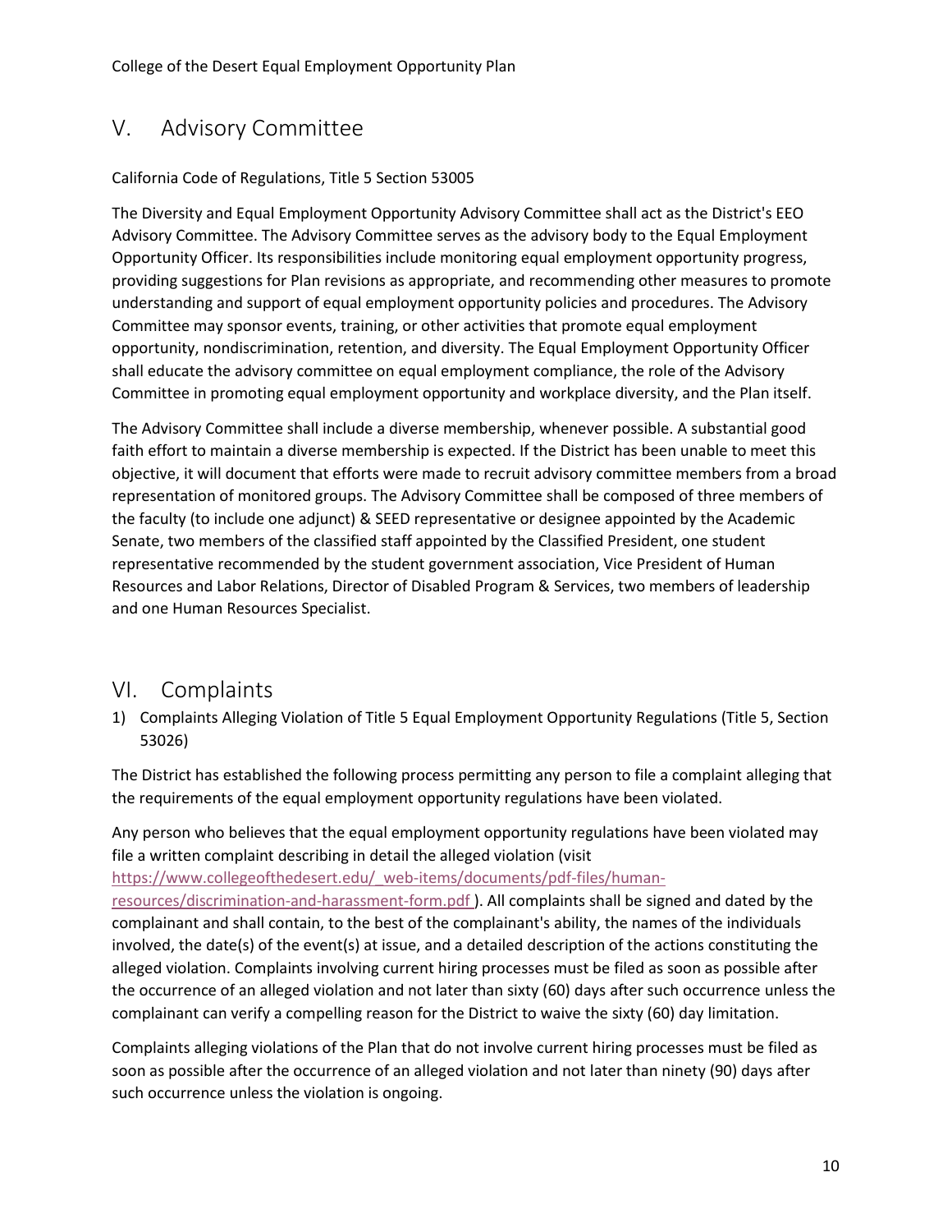## V. Advisory Committee

California Code of Regulations, Title 5 Section 53005

The Diversity and Equal Employment Opportunity Advisory Committee shall act as the District's EEO Advisory Committee. The Advisory Committee serves as the advisory body to the Equal Employment Opportunity Officer. Its responsibilities include monitoring equal employment opportunity progress, providing suggestions for Plan revisions as appropriate, and recommending other measures to promote understanding and support of equal employment opportunity policies and procedures. The Advisory Committee may sponsor events, training, or other activities that promote equal employment opportunity, nondiscrimination, retention, and diversity. The Equal Employment Opportunity Officer shall educate the advisory committee on equal employment compliance, the role of the Advisory Committee in promoting equal employment opportunity and workplace diversity, and the Plan itself.

The Advisory Committee shall include a diverse membership, whenever possible. A substantial good faith effort to maintain a diverse membership is expected. If the District has been unable to meet this objective, it will document that efforts were made to recruit advisory committee members from a broad representation of monitored groups. The Advisory Committee shall be composed of three members of the faculty (to include one adjunct) & SEED representative or designee appointed by the Academic Senate, two members of the classified staff appointed by the Classified President, one student representative recommended by the student government association, Vice President of Human Resources and Labor Relations, Director of Disabled Program & Services, two members of leadership and one Human Resources Specialist.

## VI. Complaints

1) Complaints Alleging Violation of Title 5 Equal Employment Opportunity Regulations (Title 5, Section 53026)

The District has established the following process permitting any person to file a complaint alleging that the requirements of the equal employment opportunity regulations have been violated.

Any person who believes that the equal employment opportunity regulations have been violated may file a written complaint describing in detail the alleged violation (visit https://www.collegeofthedesert.edu/_web-items/documents/pdf-files/human-resources/discrimination-and-harassment-form.pdf ). All complaints shall be signed and dated by the complainant and shall contain, to the best of the complainant's ability, the names of the individuals involved, the date(s) of the event(s) at issue, and a detailed description of the actions constituting the alleged violation. Complaints involving current hiring processes must be filed as soon as possible after the occurrence of an alleged violation and not later than sixty (60) days after such occurrence unless the complainant can verify a compelling reason for the District to waive the sixty (60) day limitation.

Complaints alleging violations of the Plan that do not involve current hiring processes must be filed as soon as possible after the occurrence of an alleged violation and not later than ninety (90) days after such occurrence unless the violation is ongoing.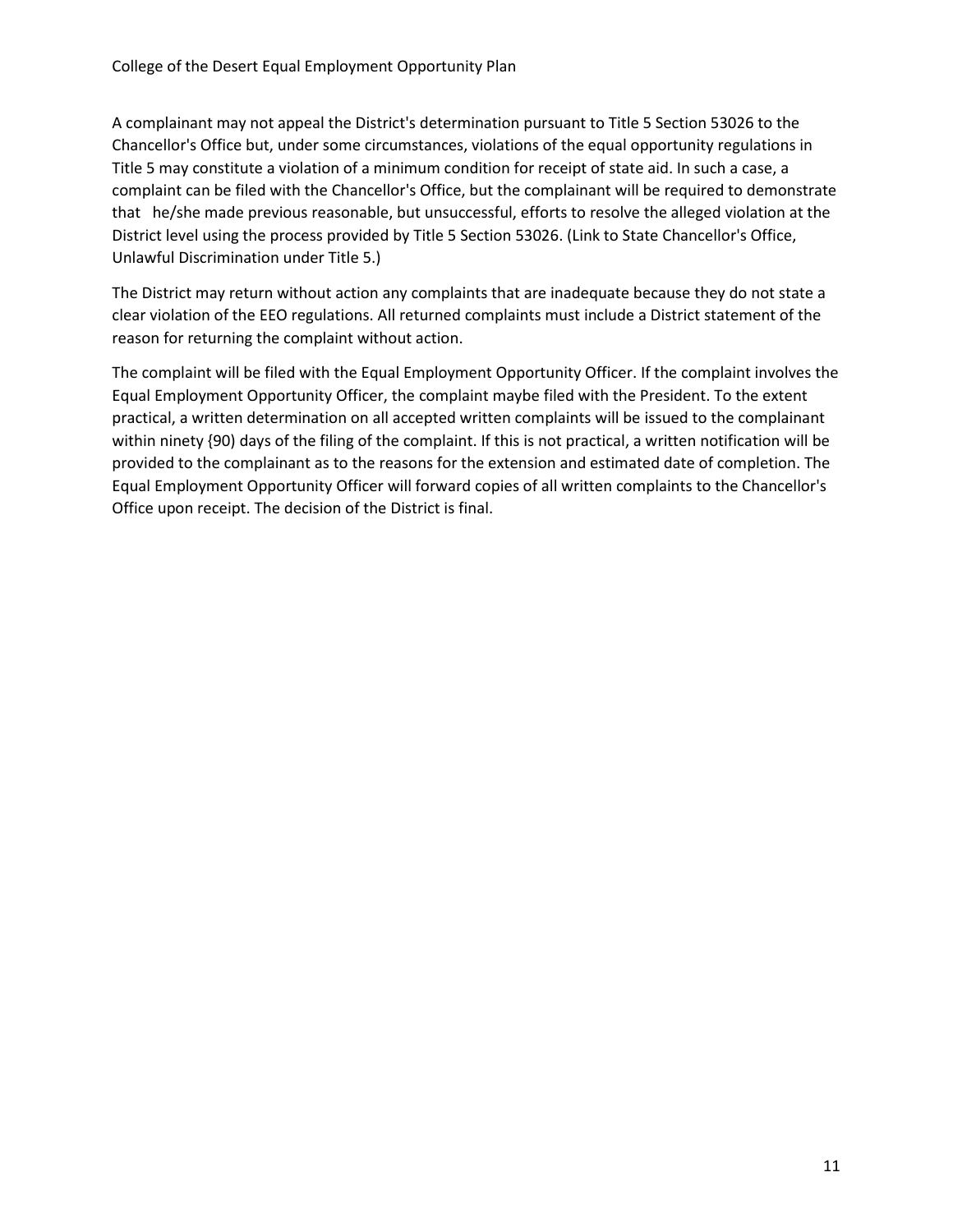A complainant may not appeal the District's determination pursuant to Title 5 Section 53026 to the Chancellor's Office but, under some circumstances, violations of the equal opportunity regulations in Title 5 may constitute a violation of a minimum condition for receipt of state aid. In such a case, a complaint can be filed with the Chancellor's Office, but the complainant will be required to demonstrate that he/she made previous reasonable, but unsuccessful, efforts to resolve the alleged violation at the District level using the process provided by Title 5 Section 53026. (Link to State Chancellor's Office, Unlawful Discrimination under Title 5.)

The District may return without action any complaints that are inadequate because they do not state a clear violation of the EEO regulations. All returned complaints must include a District statement of the reason for returning the complaint without action.

The complaint will be filed with the Equal Employment Opportunity Officer. If the complaint involves the Equal Employment Opportunity Officer, the complaint maybe filed with the President. To the extent practical, a written determination on all accepted written complaints will be issued to the complainant within ninety {90) days of the filing of the complaint. If this is not practical, a written notification will be provided to the complainant as to the reasons for the extension and estimated date of completion. The Equal Employment Opportunity Officer will forward copies of all written complaints to the Chancellor's Office upon receipt. The decision of the District is final.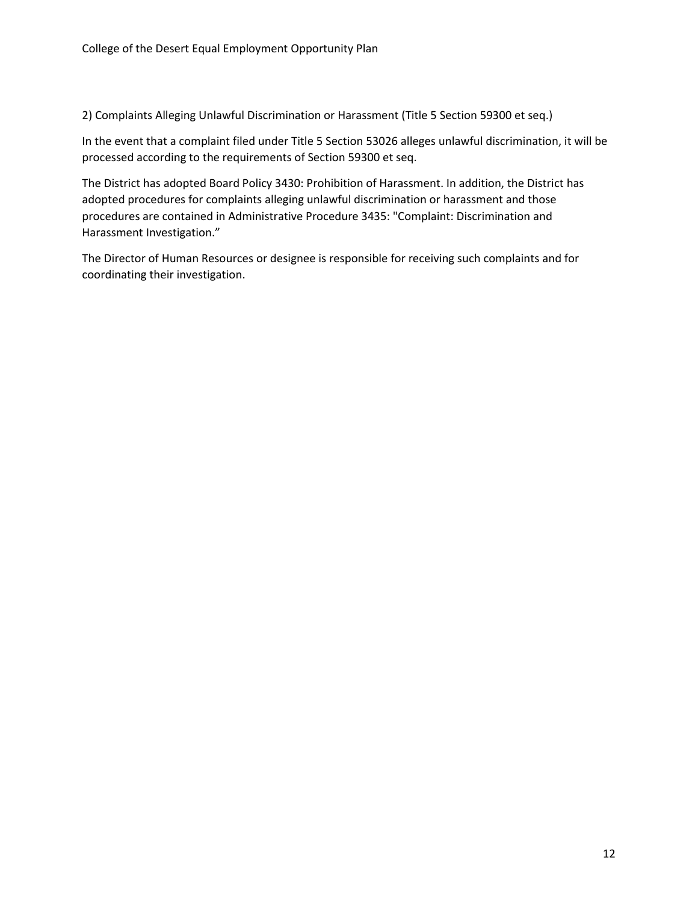2) Complaints Alleging Unlawful Discrimination or Harassment (Title 5 Section 59300 et seq.)

In the event that a complaint filed under Title 5 Section 53026 alleges unlawful discrimination, it will be processed according to the requirements of Section 59300 et seq.

The District has adopted Board Policy 3430: Prohibition of Harassment. In addition, the District has adopted procedures for complaints alleging unlawful discrimination or harassment and those procedures are contained in Administrative Procedure 3435: "Complaint: Discrimination and Harassment Investigation."

The Director of Human Resources or designee is responsible for receiving such complaints and for coordinating their investigation.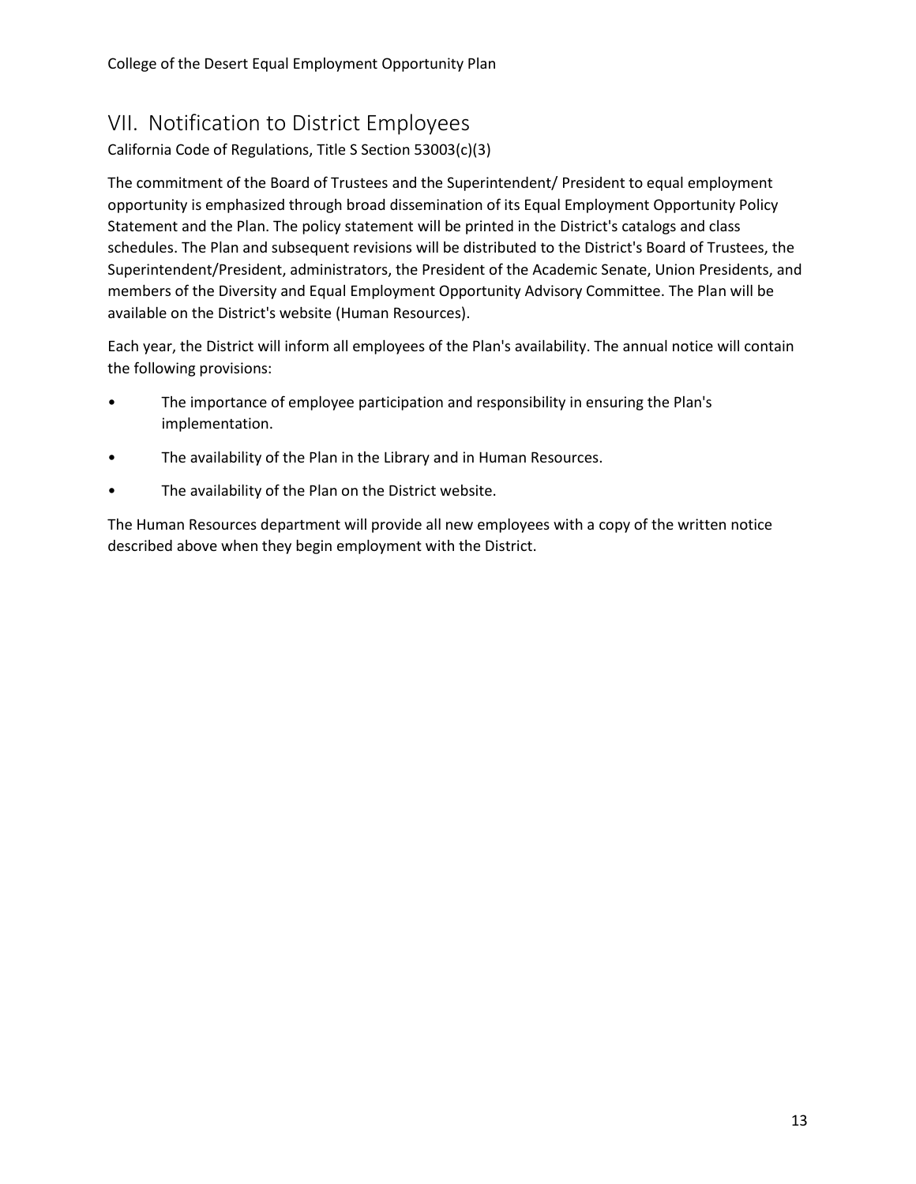## VII. Notification to District Employees

California Code of Regulations, Title S Section 53003(c)(3)

The commitment of the Board of Trustees and the Superintendent/ President to equal employment opportunity is emphasized through broad dissemination of its Equal Employment Opportunity Policy Statement and the Plan. The policy statement will be printed in the District's catalogs and class schedules. The Plan and subsequent revisions will be distributed to the District's Board of Trustees, the Superintendent/President, administrators, the President of the Academic Senate, Union Presidents, and members of the Diversity and Equal Employment Opportunity Advisory Committee. The Plan will be available on the District's website (Human Resources).

Each year, the District will inform all employees of the Plan's availability. The annual notice will contain the following provisions:

- The importance of employee participation and responsibility in ensuring the Plan's implementation.
- The availability of the Plan in the Library and in Human Resources.
- The availability of the Plan on the District website.

The Human Resources department will provide all new employees with a copy of the written notice described above when they begin employment with the District.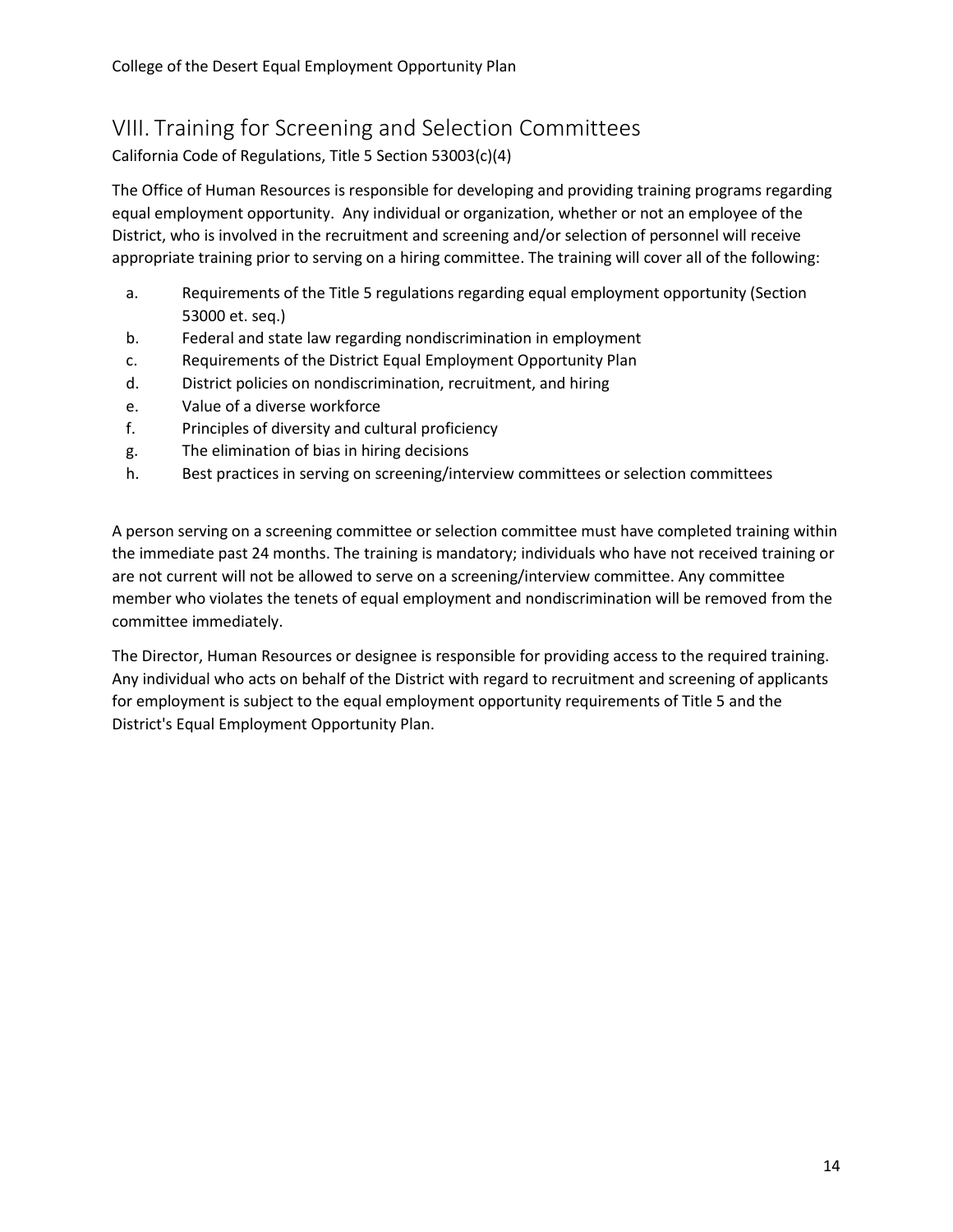## VIII. Training for Screening and Selection Committees

California Code of Regulations, Title 5 Section 53003(c)(4)

The Office of Human Resources is responsible for developing and providing training programs regarding equal employment opportunity. Any individual or organization, whether or not an employee of the District, who is involved in the recruitment and screening and/or selection of personnel will receive appropriate training prior to serving on a hiring committee. The training will cover all of the following:

a. Requirements of the Title 5 regulations regarding equal employment opportunity (Section 53000 et. seq.)
b. Federal and state law regarding nondiscrimination in employment
c. Requirements of the District Equal Employment Opportunity Plan
d. District policies on nondiscrimination, recruitment, and hiring
e. Value of a diverse workforce
f. Principles of diversity and cultural proficiency
g. The elimination of bias in hiring decisions
h. Best practices in serving on screening/interview committees or selection committees

A person serving on a screening committee or selection committee must have completed training within the immediate past 24 months. The training is mandatory; individuals who have not received training or are not current will not be allowed to serve on a screening/interview committee. Any committee member who violates the tenets of equal employment and nondiscrimination will be removed from the committee immediately.

The Director, Human Resources or designee is responsible for providing access to the required training. Any individual who acts on behalf of the District with regard to recruitment and screening of applicants for employment is subject to the equal employment opportunity requirements of Title 5 and the District's Equal Employment Opportunity Plan.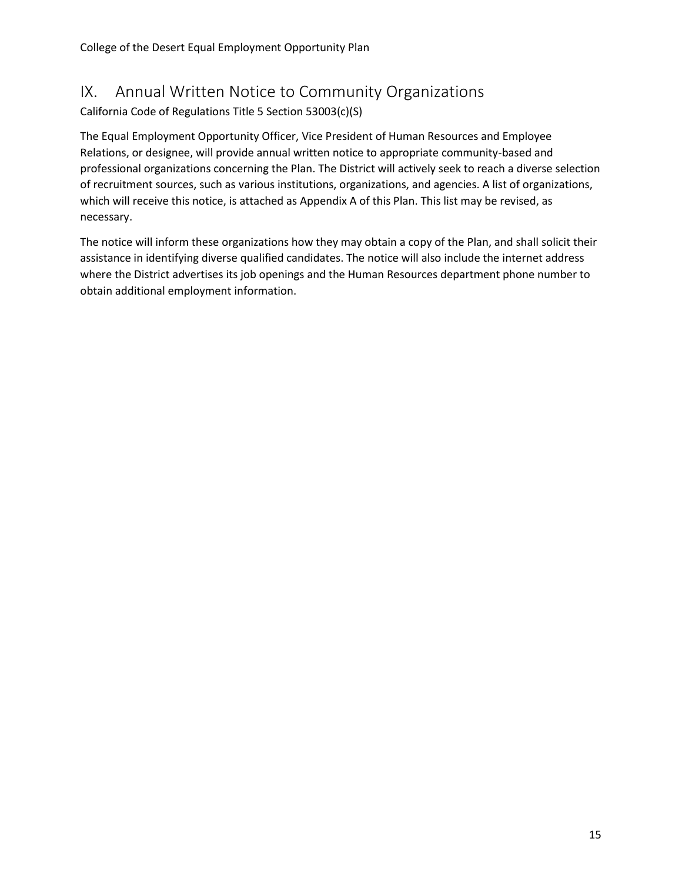## IX. Annual Written Notice to Community Organizations

California Code of Regulations Title 5 Section 53003(c)(S)

The Equal Employment Opportunity Officer, Vice President of Human Resources and Employee Relations, or designee, will provide annual written notice to appropriate community-based and professional organizations concerning the Plan. The District will actively seek to reach a diverse selection of recruitment sources, such as various institutions, organizations, and agencies. A list of organizations, which will receive this notice, is attached as Appendix A of this Plan. This list may be revised, as necessary.

The notice will inform these organizations how they may obtain a copy of the Plan, and shall solicit their assistance in identifying diverse qualified candidates. The notice will also include the internet address where the District advertises its job openings and the Human Resources department phone number to obtain additional employment information.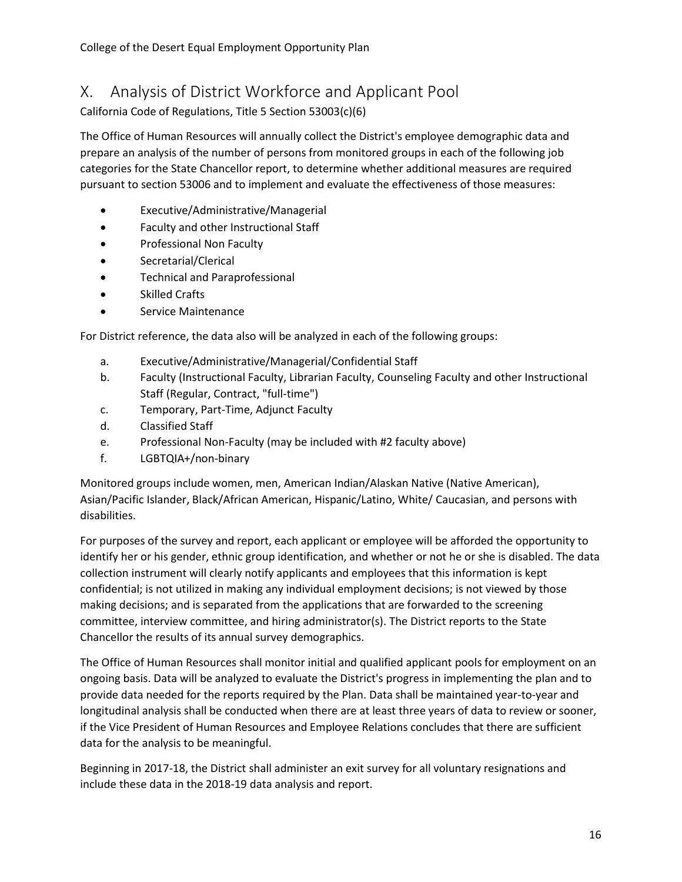## X. Analysis of District Workforce and Applicant Pool

California Code of Regulations, Title 5 Section 53003(c)(6)

The Office of Human Resources will annually collect the District's employee demographic data and prepare an analysis of the number of persons from monitored groups in each of the following job categories for the State Chancellor report, to determine whether additional measures are required pursuant to section 53006 and to implement and evaluate the effectiveness of those measures:

- Executive/Administrative/Managerial
- Faculty and other Instructional Staff
- Professional Non Faculty
- Secretarial/Clerical
- Technical and Paraprofessional
- Skilled Crafts
- Service Maintenance

For District reference, the data also will be analyzed in each of the following groups:

a. Executive/Administrative/Managerial/Confidential Staff
b. Faculty (Instructional Faculty, Librarian Faculty, Counseling Faculty and other Instructional Staff (Regular, Contract, "full-time")
c. Temporary, Part-Time, Adjunct Faculty
d. Classified Staff
e. Professional Non-Faculty (may be included with #2 faculty above)
f. LGBTQIA+/non-binary

Monitored groups include women, men, American Indian/Alaskan Native (Native American), Asian/Pacific Islander, Black/African American, Hispanic/Latino, White/ Caucasian, and persons with disabilities.

For purposes of the survey and report, each applicant or employee will be afforded the opportunity to identify her or his gender, ethnic group identification, and whether or not he or she is disabled. The data collection instrument will clearly notify applicants and employees that this information is kept confidential; is not utilized in making any individual employment decisions; is not viewed by those making decisions; and is separated from the applications that are forwarded to the screening committee, interview committee, and hiring administrator(s). The District reports to the State Chancellor the results of its annual survey demographics.

The Office of Human Resources shall monitor initial and qualified applicant pools for employment on an ongoing basis. Data will be analyzed to evaluate the District's progress in implementing the plan and to provide data needed for the reports required by the Plan. Data shall be maintained year-to-year and longitudinal analysis shall be conducted when there are at least three years of data to review or sooner, if the Vice President of Human Resources and Employee Relations concludes that there are sufficient data for the analysis to be meaningful.

Beginning in 2017-18, the District shall administer an exit survey for all voluntary resignations and include these data in the 2018-19 data analysis and report.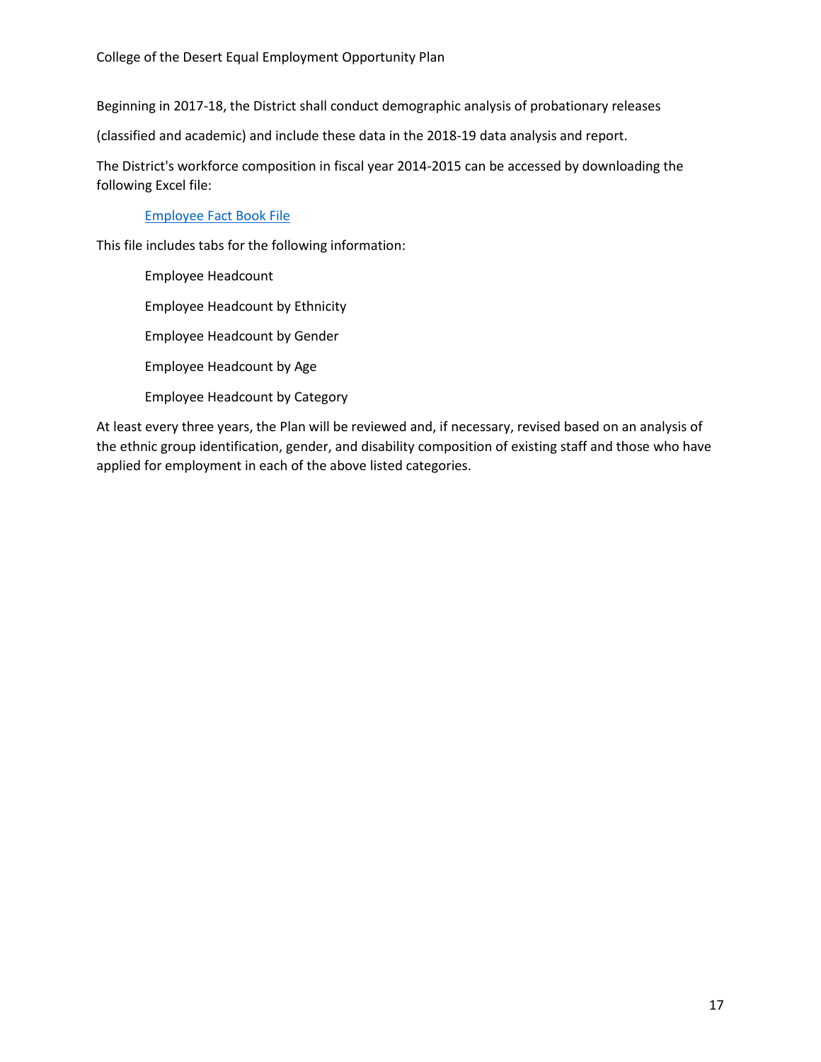Beginning in 2017-18, the District shall conduct demographic analysis of probationary releases

(classified and academic) and include these data in the 2018-19 data analysis and report.

The District's workforce composition in fiscal year 2014-2015 can be accessed by downloading the following Excel file:

Employee Fact Book File

This file includes tabs for the following information:

Employee Headcount

Employee Headcount by Ethnicity

Employee Headcount by Gender

Employee Headcount by Age

Employee Headcount by Category

At least every three years, the Plan will be reviewed and, if necessary, revised based on an analysis of the ethnic group identification, gender, and disability composition of existing staff and those who have applied for employment in each of the above listed categories.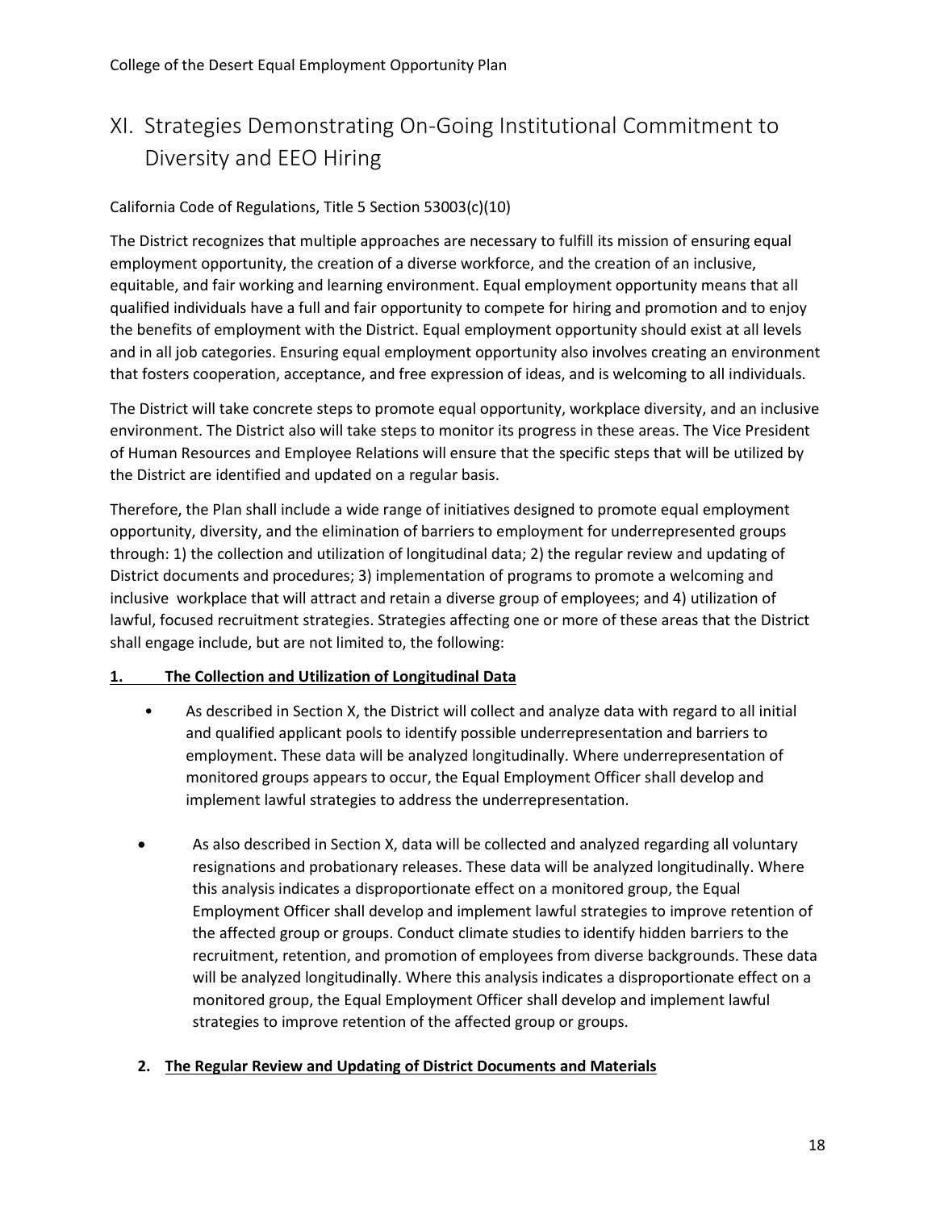# XI. Strategies Demonstrating On-Going Institutional Commitment to Diversity and EEO Hiring

California Code of Regulations, Title 5 Section 53003(c)(10)

The District recognizes that multiple approaches are necessary to fulfill its mission of ensuring equal employment opportunity, the creation of a diverse workforce, and the creation of an inclusive, equitable, and fair working and learning environment. Equal employment opportunity means that all qualified individuals have a full and fair opportunity to compete for hiring and promotion and to enjoy the benefits of employment with the District. Equal employment opportunity should exist at all levels and in all job categories. Ensuring equal employment opportunity also involves creating an environment that fosters cooperation, acceptance, and free expression of ideas, and is welcoming to all individuals.

The District will take concrete steps to promote equal opportunity, workplace diversity, and an inclusive environment. The District also will take steps to monitor its progress in these areas. The Vice President of Human Resources and Employee Relations will ensure that the specific steps that will be utilized by the District are identified and updated on a regular basis.

Therefore, the Plan shall include a wide range of initiatives designed to promote equal employment opportunity, diversity, and the elimination of barriers to employment for underrepresented groups through: 1) the collection and utilization of longitudinal data; 2) the regular review and updating of District documents and procedures; 3) implementation of programs to promote a welcoming and inclusive workplace that will attract and retain a diverse group of employees; and 4) utilization of lawful, focused recruitment strategies. Strategies affecting one or more of these areas that the District shall engage include, but are not limited to, the following:

**1. <u>The Collection and Utilization of Longitudinal Data</u>**

- As described in Section X, the District will collect and analyze data with regard to all initial and qualified applicant pools to identify possible underrepresentation and barriers to employment. These data will be analyzed longitudinally. Where underrepresentation of monitored groups appears to occur, the Equal Employment Officer shall develop and implement lawful strategies to address the underrepresentation.
- As also described in Section X, data will be collected and analyzed regarding all voluntary resignations and probationary releases. These data will be analyzed longitudinally. Where this analysis indicates a disproportionate effect on a monitored group, the Equal Employment Officer shall develop and implement lawful strategies to improve retention of the affected group or groups. Conduct climate studies to identify hidden barriers to the recruitment, retention, and promotion of employees from diverse backgrounds. These data will be analyzed longitudinally. Where this analysis indicates a disproportionate effect on a monitored group, the Equal Employment Officer shall develop and implement lawful strategies to improve retention of the affected group or groups.

**2. <u>The Regular Review and Updating of District Documents and Materials</u>**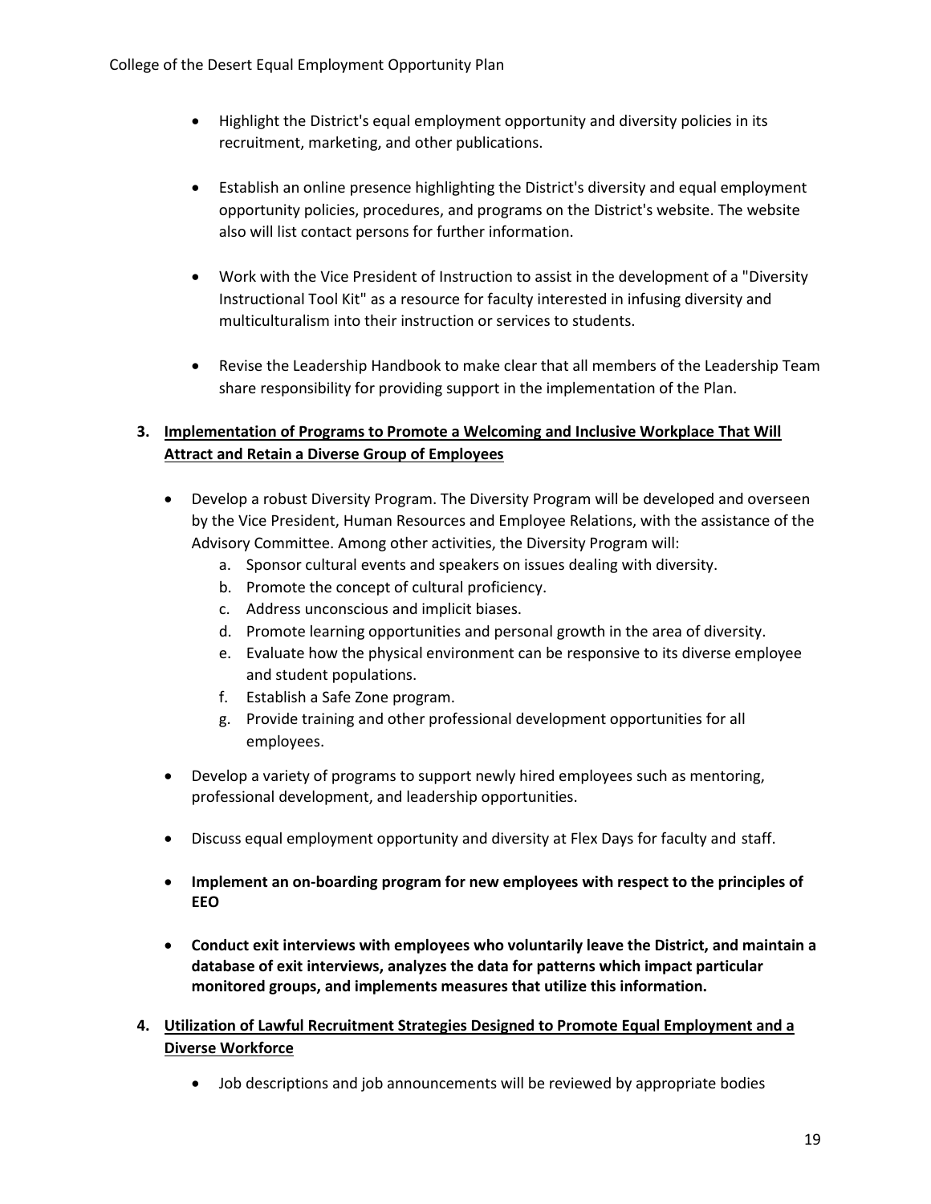- Highlight the District's equal employment opportunity and diversity policies in its recruitment, marketing, and other publications.

- Establish an online presence highlighting the District's diversity and equal employment opportunity policies, procedures, and programs on the District's website. The website also will list contact persons for further information.

- Work with the Vice President of Instruction to assist in the development of a "Diversity Instructional Tool Kit" as a resource for faculty interested in infusing diversity and multiculturalism into their instruction or services to students.

- Revise the Leadership Handbook to make clear that all members of the Leadership Team share responsibility for providing support in the implementation of the Plan.

3. **Implementation of Programs to Promote a Welcoming and Inclusive Workplace That Will Attract and Retain a Diverse Group of Employees**

- Develop a robust Diversity Program. The Diversity Program will be developed and overseen by the Vice President, Human Resources and Employee Relations, with the assistance of the Advisory Committee. Among other activities, the Diversity Program will:
  a. Sponsor cultural events and speakers on issues dealing with diversity.
  b. Promote the concept of cultural proficiency.
  c. Address unconscious and implicit biases.
  d. Promote learning opportunities and personal growth in the area of diversity.
  e. Evaluate how the physical environment can be responsive to its diverse employee and student populations.
  f. Establish a Safe Zone program.
  g. Provide training and other professional development opportunities for all employees.

- Develop a variety of programs to support newly hired employees such as mentoring, professional development, and leadership opportunities.

- Discuss equal employment opportunity and diversity at Flex Days for faculty and staff.

- **Implement an on-boarding program for new employees with respect to the principles of EEO**

- **Conduct exit interviews with employees who voluntarily leave the District, and maintain a database of exit interviews, analyzes the data for patterns which impact particular monitored groups, and implements measures that utilize this information.**

4. **Utilization of Lawful Recruitment Strategies Designed to Promote Equal Employment and a Diverse Workforce**

- Job descriptions and job announcements will be reviewed by appropriate bodies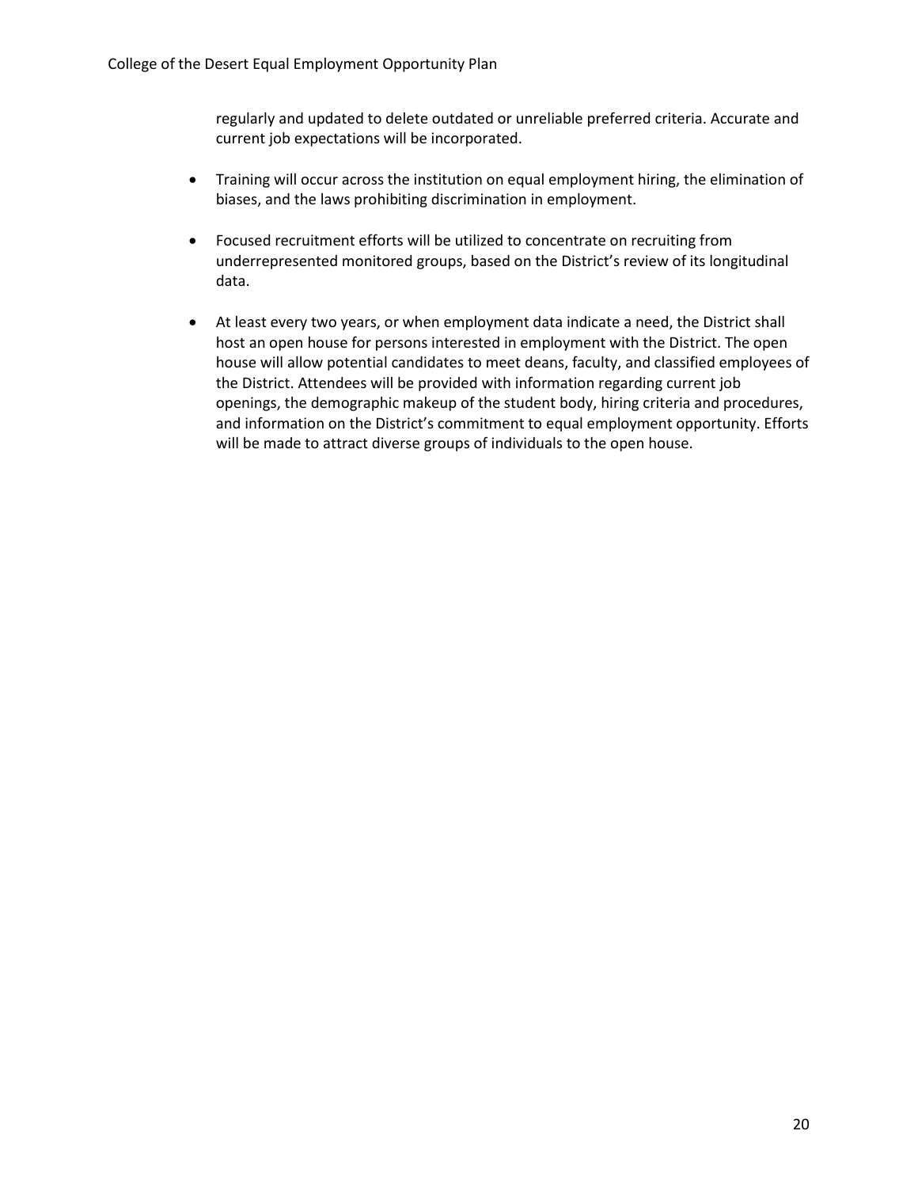regularly and updated to delete outdated or unreliable preferred criteria. Accurate and current job expectations will be incorporated.

- Training will occur across the institution on equal employment hiring, the elimination of biases, and the laws prohibiting discrimination in employment.

- Focused recruitment efforts will be utilized to concentrate on recruiting from underrepresented monitored groups, based on the District's review of its longitudinal data.

- At least every two years, or when employment data indicate a need, the District shall host an open house for persons interested in employment with the District. The open house will allow potential candidates to meet deans, faculty, and classified employees of the District. Attendees will be provided with information regarding current job openings, the demographic makeup of the student body, hiring criteria and procedures, and information on the District's commitment to equal employment opportunity. Efforts will be made to attract diverse groups of individuals to the open house.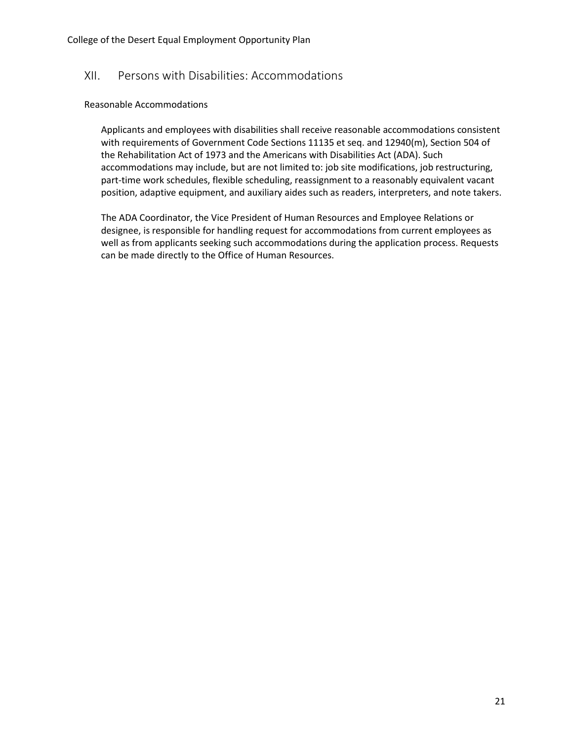## XII. Persons with Disabilities: Accommodations

### Reasonable Accommodations

Applicants and employees with disabilities shall receive reasonable accommodations consistent with requirements of Government Code Sections 11135 et seq. and 12940(m), Section 504 of the Rehabilitation Act of 1973 and the Americans with Disabilities Act (ADA). Such accommodations may include, but are not limited to: job site modifications, job restructuring, part-time work schedules, flexible scheduling, reassignment to a reasonably equivalent vacant position, adaptive equipment, and auxiliary aides such as readers, interpreters, and note takers.

The ADA Coordinator, the Vice President of Human Resources and Employee Relations or designee, is responsible for handling request for accommodations from current employees as well as from applicants seeking such accommodations during the application process. Requests can be made directly to the Office of Human Resources.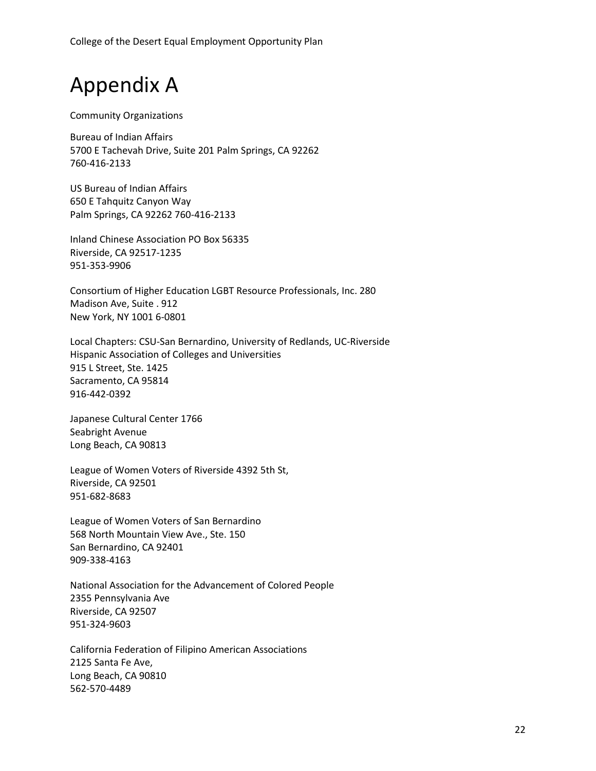# Appendix A

Community Organizations

Bureau of Indian Affairs
5700 E Tachevah Drive, Suite 201 Palm Springs, CA 92262
760-416-2133

US Bureau of Indian Affairs
650 E Tahquitz Canyon Way
Palm Springs, CA 92262 760-416-2133

Inland Chinese Association PO Box 56335
Riverside, CA 92517-1235
951-353-9906

Consortium of Higher Education LGBT Resource Professionals, Inc. 280
Madison Ave, Suite . 912
New York, NY 1001 6-0801

Local Chapters: CSU-San Bernardino, University of Redlands, UC-Riverside
Hispanic Association of Colleges and Universities
915 L Street, Ste. 1425
Sacramento, CA 95814
916-442-0392

Japanese Cultural Center 1766
Seabright Avenue
Long Beach, CA 90813

League of Women Voters of Riverside 4392 5th St,
Riverside, CA 92501
951-682-8683

League of Women Voters of San Bernardino
568 North Mountain View Ave., Ste. 150
San Bernardino, CA 92401
909-338-4163

National Association for the Advancement of Colored People
2355 Pennsylvania Ave
Riverside, CA 92507
951-324-9603

California Federation of Filipino American Associations
2125 Santa Fe Ave,
Long Beach, CA 90810
562-570-4489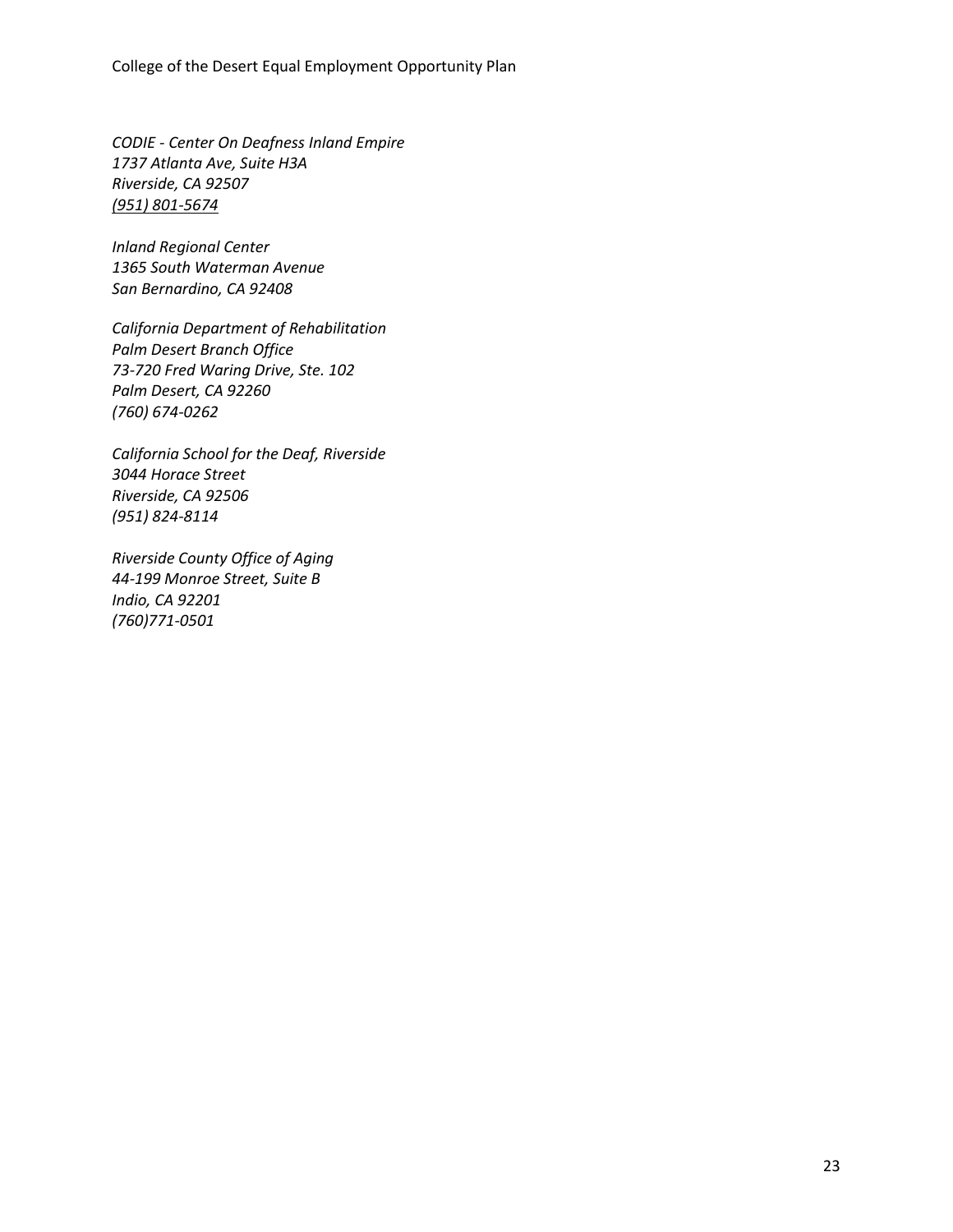*CODIE - Center On Deafness Inland Empire*
*1737 Atlanta Ave, Suite H3A*
*Riverside, CA 92507*
*(951) 801-5674*

*Inland Regional Center*
*1365 South Waterman Avenue*
*San Bernardino, CA 92408*

*California Department of Rehabilitation*
*Palm Desert Branch Office*
*73-720 Fred Waring Drive, Ste. 102*
*Palm Desert, CA 92260*
*(760) 674-0262*

*California School for the Deaf, Riverside*
*3044 Horace Street*
*Riverside, CA 92506*
*(951) 824-8114*

*Riverside County Office of Aging*
*44-199 Monroe Street, Suite B*
*Indio, CA 92201*
*(760)771-0501*